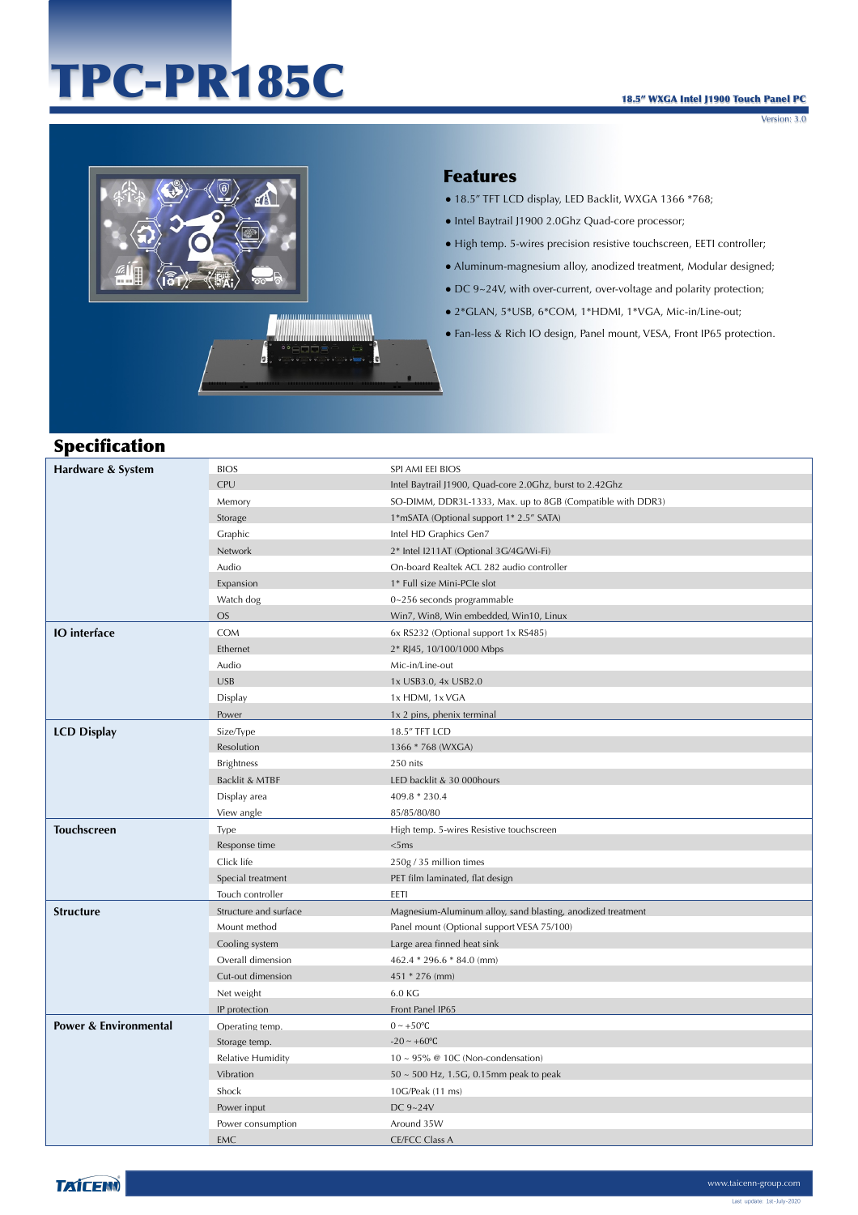# TPC-PR185C

**18.5" WXGA Intel J1900 Touch Panel PC**

Version: 3.0

## Features

- 18.5" TFT LCD display, LED Backlit, WXGA 1366 *768;
- Intel Baytrail J1900 2.0Ghz Quad-core processor;
- High temp. 5-wires precision resistive touchscreen, EETI controller;
- Aluminum-magnesium alloy, anodized treatment, Modular designed;
- DC 9~24V, with over-current, over-voltage and polarity protection;
- 2*GLAN, 5*USB, 6*COM, 1*HDMI, 1*VGA, Mic-in/Line-out;
- Fan-less & Rich IO design, Panel mount, VESA, Front IP65 protection.

## Specification

| Category | Item | Specification |
|---|---|---|
| **Hardware & System** | BIOS | SPI AMI EEI BIOS |
| | CPU | Intel Baytrail J1900, Quad-core 2.0Ghz, burst to 2.42Ghz |
| | Memory | SO-DIMM, DDR3L-1333, Max. up to 8GB (Compatible with DDR3) |
| | Storage | 1*mSATA (Optional support 1* 2.5" SATA) |
| | Graphic | Intel HD Graphics Gen7 |
| | Network | 2* Intel I211AT (Optional 3G/4G/Wi-Fi) |
| | Audio | On-board Realtek ACL 282 audio controller |
| | Expansion | 1* Full size Mini-PCIe slot |
| | Watch dog | 0~256 seconds programmable |
| | OS | Win7, Win8, Win embedded, Win10, Linux |
| **IO interface** | COM | 6x RS232 (Optional support 1x RS485) |
| | Ethernet | 2* RJ45, 10/100/1000 Mbps |
| | Audio | Mic-in/Line-out |
| | USB | 1x USB3.0, 4x USB2.0 |
| | Display | 1x HDMI, 1x VGA |
| | Power | 1x 2 pins, phenix terminal |
| **LCD Display** | Size/Type | 18.5" TFT LCD |
| | Resolution | 1366 * 768 (WXGA) |
| | Brightness | 250 nits |
| | Backlit & MTBF | LED backlit & 30 000hours |
| | Display area | 409.8 * 230.4 |
| | View angle | 85/85/80/80 |
| **Touchscreen** | Type | High temp. 5-wires Resistive touchscreen |
| | Response time | <5ms |
| | Click life | 250g / 35 million times |
| | Special treatment | PET film laminated, flat design |
| | Touch controller | EETI |
| **Structure** | Structure and surface | Mesium-Aluminum alloy, sand blasting, anodized treatment |
| | Mount method | Panel mount (Optional support VESA 75/100) |
| | Cooling system | Large area finned heat sink |
| | Overall dimension | 462.4 * 296.6 * 84.0 (mm) |
| | Cut-out dimension | 451 * 276 (mm) |
| | Net weight | 6.0 KG |
| | IP protection | Front Panel IP65 |
| **Power & Environmental** | Operating temp. | 0 ~ +50℃ |
| | Storage temp. | -20 ~ +60℃ |
| | Relative Humidity | 10 ~ 95% @ 10C (Non-condensation) |
| | Vibration | 50 ~ 500 Hz, 1.5G, 0.15mm peak to peak |
| | Shock | 10G/Peak (11 ms) |
| | Power input | DC 9~24V |
| | Power consumption | Around 35W |
| | EMC | CE/FCC Class A |

TAICENN

www.taicenn-group.com

Last update: 1st-July-2020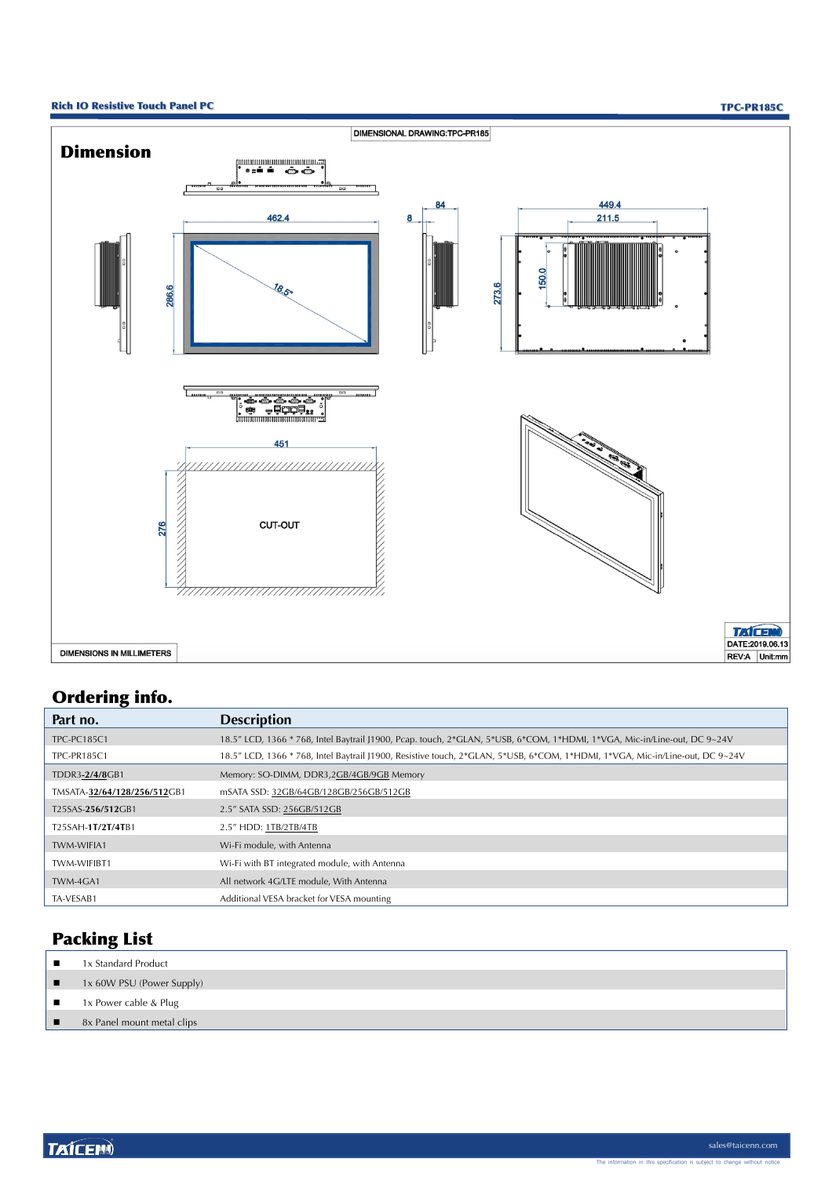## Dimension

DIMENSIONAL DRAWING:TPC-PR185

462.4
286.6
18.5"
8
84
449.4
211.5
273.6
150.0
451
276
CUT-OUT

DIMENSIONS IN MILLIMETERS

DATE:2019.06.13
REV:A
Unit:mm

## Ordering info.

| Part no. | Description |
|---|---|
| TPC-PC185C1 | 18.5" LCD, 1366 * 768, Intel Baytrail J1900, Pcap. touch, 2*GLAN, 5*USB, 6*COM, 1*HDMI, 1*VGA, Mic-in/Line-out, DC 9~24V |
| TPC-PR185C1 | 18.5" LCD, 1366 * 768, Intel Baytrail J1900, Resistive touch, 2*GLAN, 5*USB, 6*COM, 1*HDMI, 1*VGA, Mic-in/Line-out, DC 9~24V |
| TDDR3-**2/4/8**GB1 | Memory: SO-DIMM, DDR3,2GB/4GB/9GB Memory |
| TMSATA-**32/64/128/256/512**GB1 | mSATA SSD: 32GB/64GB/128GB/256GB/512GB |
| T25SAS-**256/512**GB1 | 2.5" SATA SSD: 256GB/512GB |
| T25SAH-**1T/2T/4T**B1 | 2.5" HDD: 1TB/2TB/4TB |
| TWM-WIFIA1 | Wi-Fi module, with Antenna |
| TWM-WIFIBT1 | Wi-Fi with BT integrated module, with Antenna |
| TWM-4GA1 | All network 4G/LTE module, With Antenna |
| TA-VESAB1 | Additional VESA bracket for VESA mounting |

## Packing List

- 1x Standard Product
- 1x 60W PSU (Power Supply)
- 1x Power cable & Plug
- 8x Panel mount metal clips

sales@taicenn.com

The information in this specification is subject to change without notice